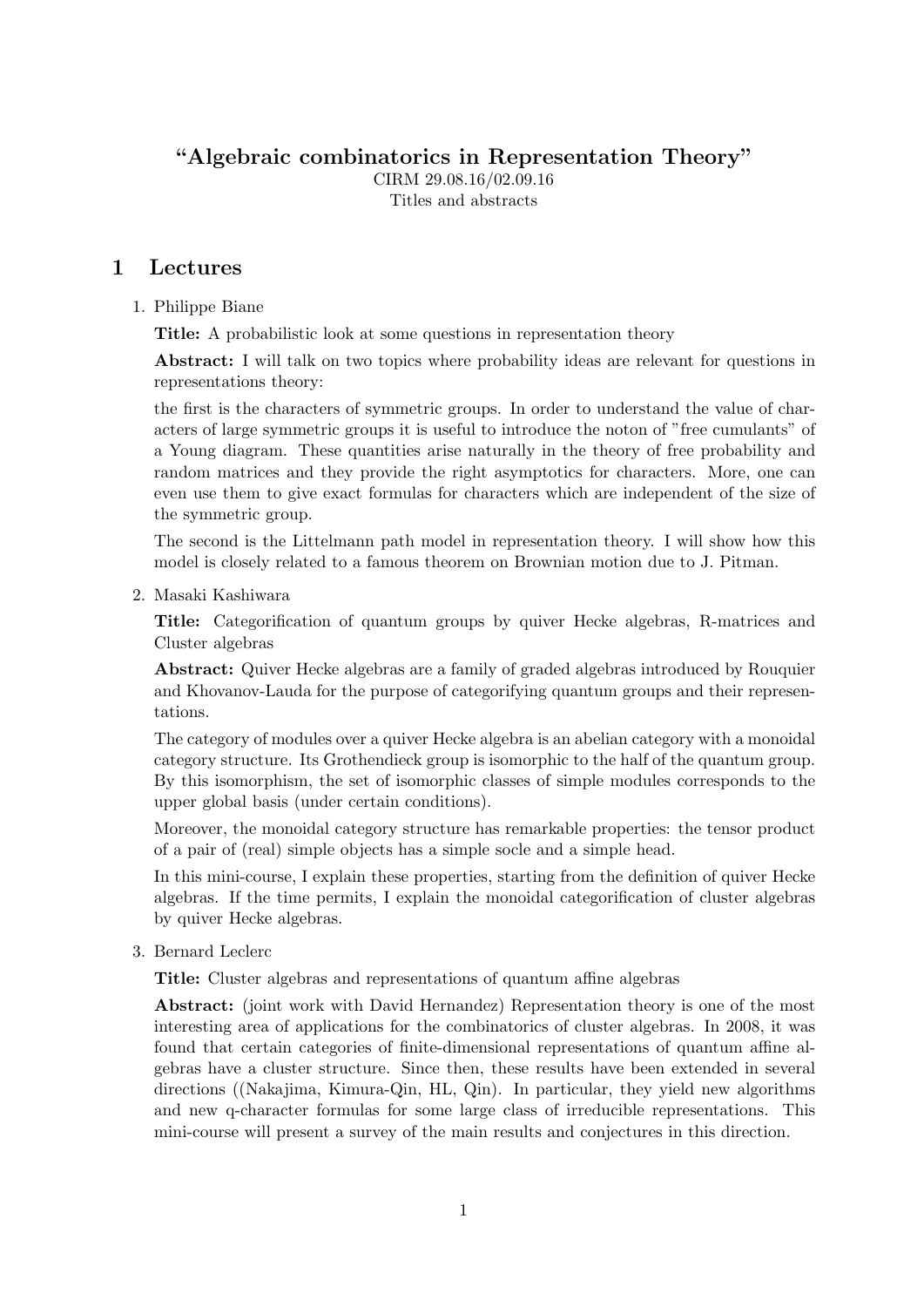# "Algebraic combinatorics in Representation Theory"

CIRM 29.08.16/02.09.16

Titles and abstracts

## 1 Lectures

1. Philippe Biane

   **Title:** A probabilistic look at some questions in representation theory

   **Abstract:** I will talk on two topics where probability ideas are relevant for questions in representations theory:

   the first is the characters of symmetric groups. In order to understand the value of characters of large symmetric groups it is useful to introduce the noton of "free cumulants" of a Young diagram. These quantities arise naturally in the theory of free probability and random matrices and they provide the right asymptotics for characters. More, one can even use them to give exact formulas for characters which are independent of the size of the symmetric group.

   The second is the Littelmann path model in representation theory. I will show how this model is closely related to a famous theorem on Brownian motion due to J. Pitman.

2. Masaki Kashiwara

   **Title:** Categorification of quantum groups by quiver Hecke algebras, R-matrices and Cluster algebras

   **Abstract:** Quiver Hecke algebras are a family of graded algebras introduced by Rouquier and Khovanov-Lauda for the purpose of categorifying quantum groups and their representations.

   The category of modules over a quiver Hecke algebra is an abelian category with a monoidal category structure. Its Grothendieck group is isomorphic to the half of the quantum group. By this isomorphism, the set of isomorphic classes of simple modules corresponds to the upper global basis (under certain conditions).

   Moreover, the monoidal category structure has remarkable properties: the tensor product of a pair of (real) simple objects has a simple socle and a simple head.

   In this mini-course, I explain these properties, starting from the definition of quiver Hecke algebras. If the time permits, I explain the monoidal categorification of cluster algebras by quiver Hecke algebras.

3. Bernard Leclerc

   **Title:** Cluster algebras and representations of quantum affine algebras

   **Abstract:** (joint work with David Hernandez) Representation theory is one of the most interesting area of applications for the combinatorics of cluster algebras. In 2008, it was found that certain categories of finite-dimensional representations of quantum affine algebras have a cluster structure. Since then, these results have been extended in several directions ((Nakajima, Kimura-Qin, HL, Qin). In particular, they yield new algorithms and new q-character formulas for some large class of irreducible representations. This mini-course will present a survey of the main results and conjectures in this direction.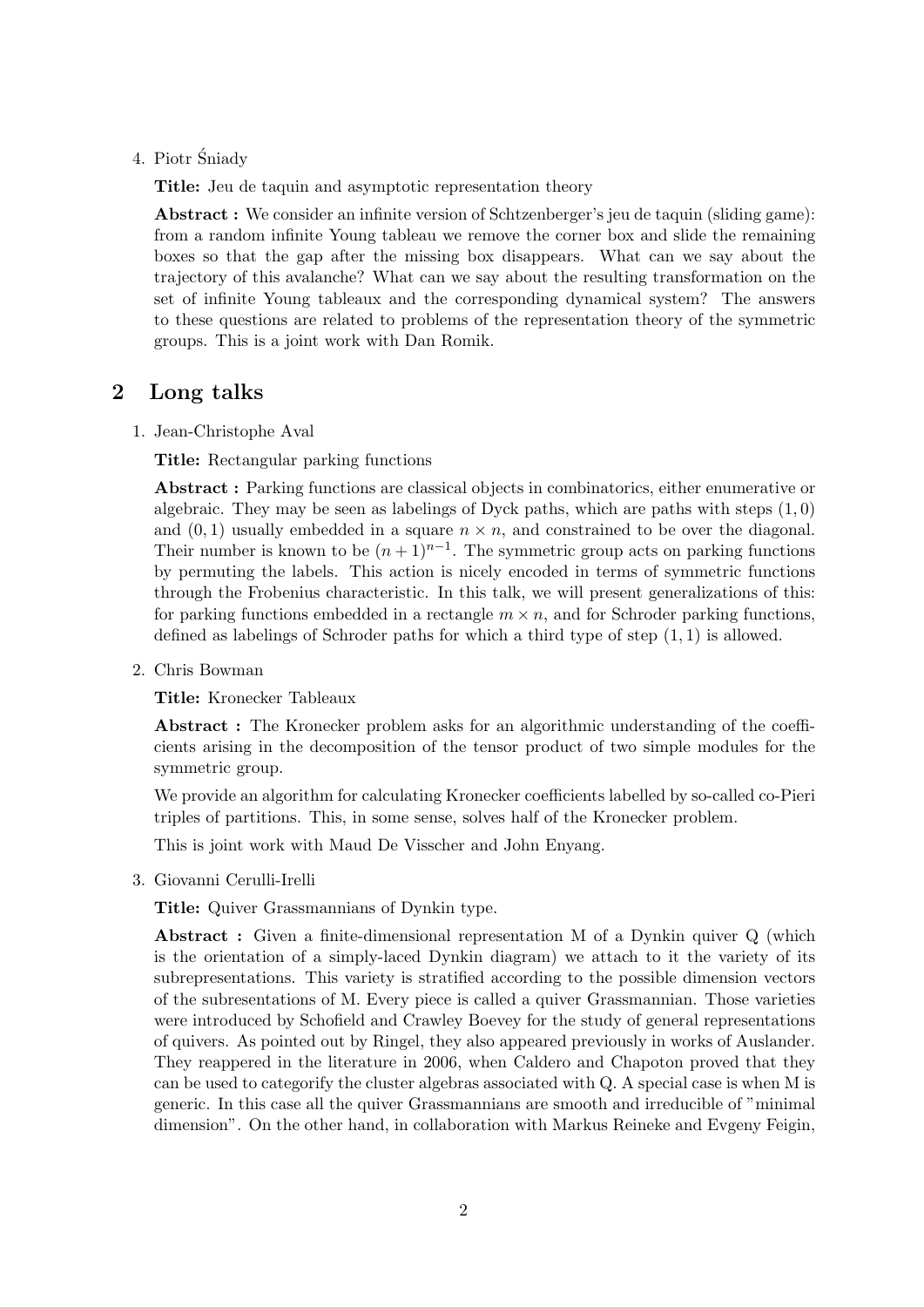4. Piotr Śniady

   **Title:** Jeu de taquin and asymptotic representation theory

   **Abstract :** We consider an infinite version of Schtzenberger's jeu de taquin (sliding game): from a random infinite Young tableau we remove the corner box and slide the remaining boxes so that the gap after the missing box disappears. What can we say about the trajectory of this avalanche? What can we say about the resulting transformation on the set of infinite Young tableaux and the corresponding dynamical system? The answers to these questions are related to problems of the representation theory of the symmetric groups. This is a joint work with Dan Romik.

## 2 Long talks

1. Jean-Christophe Aval

   **Title:** Rectangular parking functions

   **Abstract :** Parking functions are classical objects in combinatorics, either enumerative or algebraic. They may be seen as labelings of Dyck paths, which are paths with steps $(1, 0)$ and $(0, 1)$ usually embedded in a square $n \times n$, and constrained to be over the diagonal. Their number is known to be $(n + 1)^{n-1}$. The symmetric group acts on parking functions by permuting the labels. This action is nicely encoded in terms of symmetric functions through the Frobenius characteristic. In this talk, we will present generalizations of this: for parking functions embedded in a rectangle $m \times n$, and for Schroder parking functions, defined as labelings of Schroder paths for which a third type of step $(1, 1)$ is allowed.

2. Chris Bowman

   **Title:** Kronecker Tableaux

   **Abstract :** The Kronecker problem asks for an algorithmic understanding of the coefficients arising in the decomposition of the tensor product of two simple modules for the symmetric group.

   We provide an algorithm for calculating Kronecker coefficients labelled by so-called co-Pieri triples of partitions. This, in some sense, solves half of the Kronecker problem.

   This is joint work with Maud De Visscher and John Enyang.

3. Giovanni Cerulli-Irelli

   **Title:** Quiver Grassmannians of Dynkin type.

   **Abstract :** Given a finite-dimensional representation M of a Dynkin quiver Q (which is the orientation of a simply-laced Dynkin diagram) we attach to it the variety of its subrepresentations. This variety is stratified according to the possible dimension vectors of the subresentations of M. Every piece is called a quiver Grassmannian. Those varieties were introduced by Schofield and Crawley Boevey for the study of general representations of quivers. As pointed out by Ringel, they also appeared previously in works of Auslander. They reappered in the literature in 2006, when Caldero and Chapoton proved that they can be used to categorify the cluster algebras associated with Q. A special case is when M is generic. In this case all the quiver Grassmannians are smooth and irreducible of "minimal dimension". On the other hand, in collaboration with Markus Reineke and Evgeny Feigin,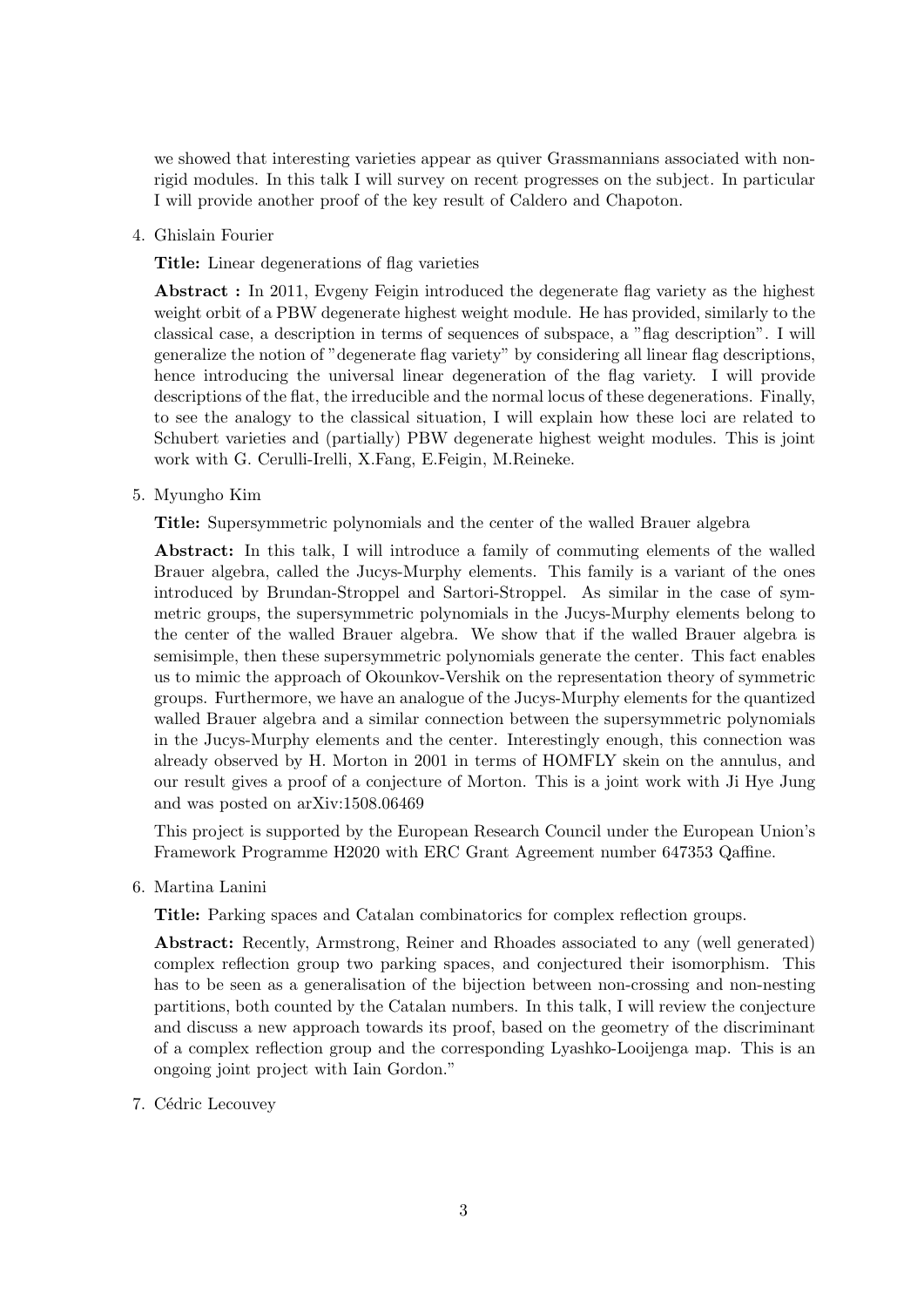we showed that interesting varieties appear as quiver Grassmannians associated with non-rigid modules. In this talk I will survey on recent progresses on the subject. In particular I will provide another proof of the key result of Caldero and Chapoton.

4. Ghislain Fourier

   **Title:** Linear degenerations of flag varieties

   **Abstract :** In 2011, Evgeny Feigin introduced the degenerate flag variety as the highest weight orbit of a PBW degenerate highest weight module. He has provided, similarly to the classical case, a description in terms of sequences of subspace, a "flag description". I will generalize the notion of "degenerate flag variety" by considering all linear flag descriptions, hence introducing the universal linear degeneration of the flag variety. I will provide descriptions of the flat, the irreducible and the normal locus of these degenerations. Finally, to see the analogy to the classical situation, I will explain how these loci are related to Schubert varieties and (partially) PBW degenerate highest weight modules. This is joint work with G. Cerulli-Irelli, X.Fang, E.Feigin, M.Reineke.

5. Myungho Kim

   **Title:** Supersymmetric polynomials and the center of the walled Brauer algebra

   **Abstract:** In this talk, I will introduce a family of commuting elements of the walled Brauer algebra, called the Jucys-Murphy elements. This family is a variant of the ones introduced by Brundan-Stroppel and Sartori-Stroppel. As similar in the case of symmetric groups, the supersymmetric polynomials in the Jucys-Murphy elements belong to the center of the walled Brauer algebra. We show that if the walled Brauer algebra is semisimple, then these supersymmetric polynomials generate the center. This fact enables us to mimic the approach of Okounkov-Vershik on the representation theory of symmetric groups. Furthermore, we have an analogue of the Jucys-Murphy elements for the quantized walled Brauer algebra and a similar connection between the supersymmetric polynomials in the Jucys-Murphy elements and the center. Interestingly enough, this connection was already observed by H. Morton in 2001 in terms of HOMFLY skein on the annulus, and our result gives a proof of a conjecture of Morton. This is a joint work with Ji Hye Jung and was posted on arXiv:1508.06469

   This project is supported by the European Research Council under the European Union's Framework Programme H2020 with ERC Grant Agreement number 647353 Qaffine.

6. Martina Lanini

   **Title:** Parking spaces and Catalan combinatorics for complex reflection groups.

   **Abstract:** Recently, Armstrong, Reiner and Rhoades associated to any (well generated) complex reflection group two parking spaces, and conjectured their isomorphism. This has to be seen as a generalisation of the bijection between non-crossing and non-nesting partitions, both counted by the Catalan numbers. In this talk, I will review the conjecture and discuss a new approach towards its proof, based on the geometry of the discriminant of a complex reflection group and the corresponding Lyashko-Looijenga map. This is an ongoing joint project with Iain Gordon."

7. Cédric Lecouvey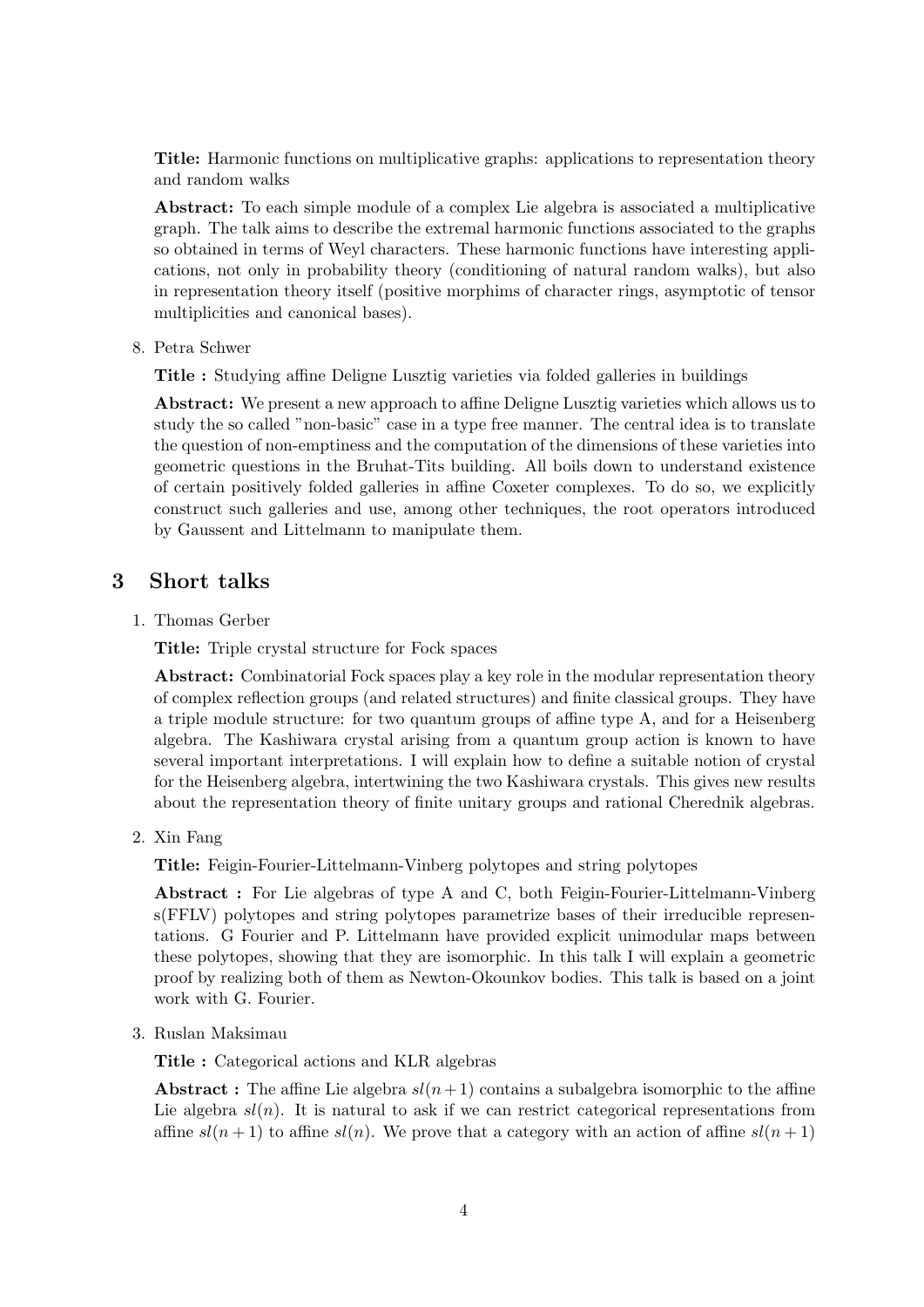**Title:** Harmonic functions on multiplicative graphs: applications to representation theory and random walks

**Abstract:** To each simple module of a complex Lie algebra is associated a multiplicative graph. The talk aims to describe the extremal harmonic functions associated to the graphs so obtained in terms of Weyl characters. These harmonic functions have interesting applications, not only in probability theory (conditioning of natural random walks), but also in representation theory itself (positive morphims of character rings, asymptotic of tensor multiplicities and canonical bases).

8. Petra Schwer

   **Title :** Studying affine Deligne Lusztig varieties via folded galleries in buildings

   **Abstract:** We present a new approach to affine Deligne Lusztig varieties which allows us to study the so called "non-basic" case in a type free manner. The central idea is to translate the question of non-emptiness and the computation of the dimensions of these varieties into geometric questions in the Bruhat-Tits building. All boils down to understand existence of certain positively folded galleries in affine Coxeter complexes. To do so, we explicitly construct such galleries and use, among other techniques, the root operators introduced by Gaussent and Littelmann to manipulate them.

## 3 Short talks

1. Thomas Gerber

   **Title:** Triple crystal structure for Fock spaces

   **Abstract:** Combinatorial Fock spaces play a key role in the modular representation theory of complex reflection groups (and related structures) and finite classical groups. They have a triple module structure: for two quantum groups of affine type A, and for a Heisenberg algebra. The Kashiwara crystal arising from a quantum group action is known to have several important interpretations. I will explain how to define a suitable notion of crystal for the Heisenberg algebra, intertwining the two Kashiwara crystals. This gives new results about the representation theory of finite unitary groups and rational Cherednik algebras.

2. Xin Fang

   **Title:** Feigin-Fourier-Littelmann-Vinberg polytopes and string polytopes

   **Abstract :** For Lie algebras of type A and C, both Feigin-Fourier-Littelmann-Vinberg s(FFLV) polytopes and string polytopes parametrize bases of their irreducible representations. G Fourier and P. Littelmann have provided explicit unimodular maps between these polytopes, showing that they are isomorphic. In this talk I will explain a geometric proof by realizing both of them as Newton-Okounkov bodies. This talk is based on a joint work with G. Fourier.

3. Ruslan Maksimau

   **Title :** Categorical actions and KLR algebras

   **Abstract :** The affine Lie algebra $sl(n+1)$ contains a subalgebra isomorphic to the affine Lie algebra $sl(n)$. It is natural to ask if we can restrict categorical representations from affine $sl(n+1)$ to affine $sl(n)$. We prove that a category with an action of affine $sl(n+1)$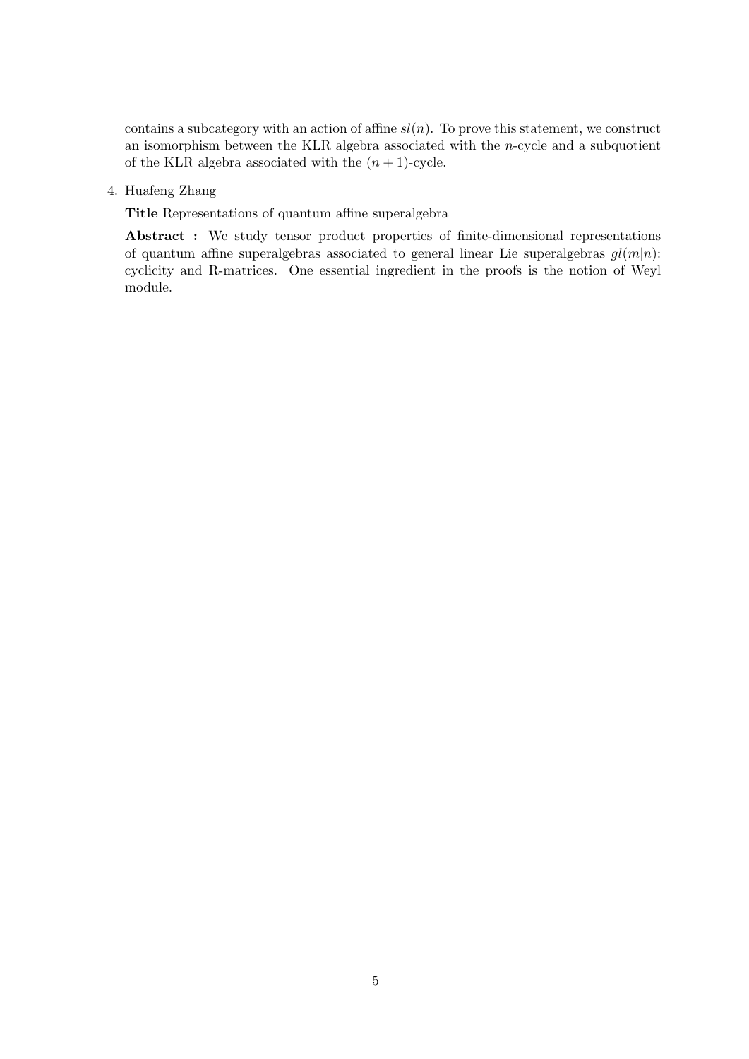contains a subcategory with an action of affine $sl(n)$. To prove this statement, we construct an isomorphism between the KLR algebra associated with the $n$-cycle and a subquotient of the KLR algebra associated with the $(n+1)$-cycle.

4. Huafeng Zhang

   **Title** Representations of quantum affine superalgebra

   **Abstract :** We study tensor product properties of finite-dimensional representations of quantum affine superalgebras associated to general linear Lie superalgebras $gl(m|n)$: cyclicity and R-matrices. One essential ingredient in the proofs is the notion of Weyl module.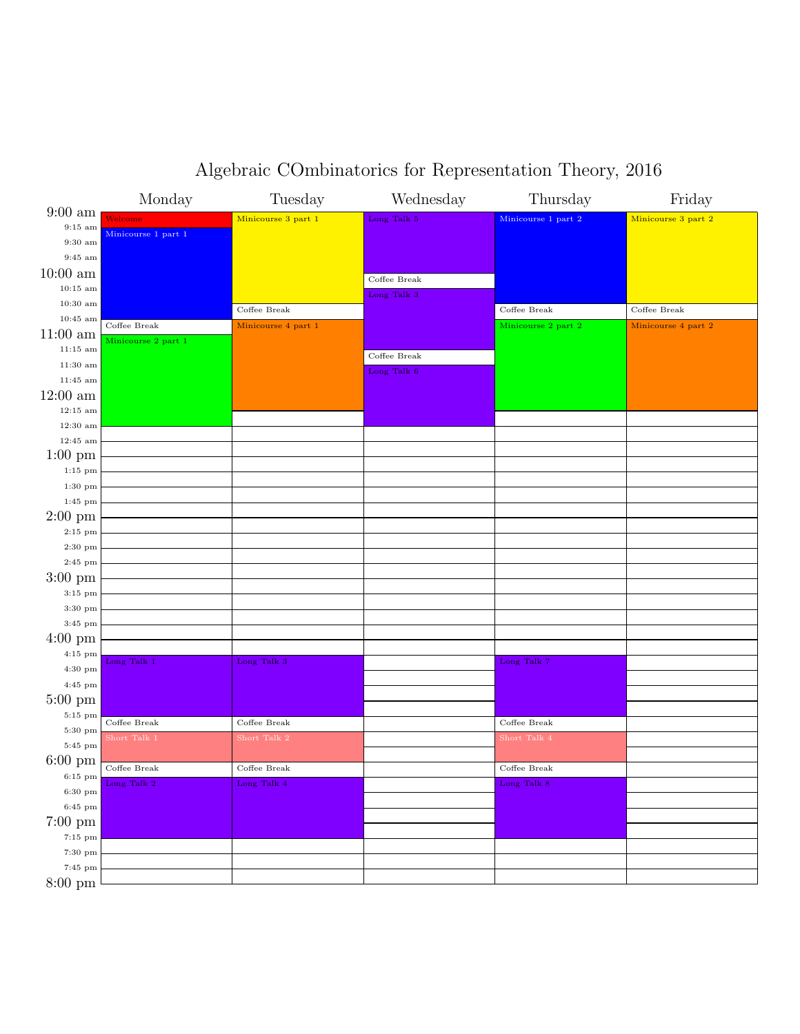# Algebraic COmbinatorics for Representation Theory, 2016

| Time | Monday | Tuesday | Wednesday | Thursday | Friday |
|---|---|---|---|---|---|
| 9:00 am | Welcome | Minicourse 3 part 1 | Long Talk 5 | Minicourse 1 part 2 | Minicourse 3 part 2 |
| 9:15 am | Minicourse 1 part 1 | | | | |
| 9:30 am | | | | | |
| 9:45 am | | | | | |
| 10:00 am | | | Coffee Break | | |
| 10:15 am | | | Long Talk 3 | | |
| 10:30 am | | Coffee Break | | Coffee Break | Coffee Break |
| 10:45 am | Coffee Break | Minicourse 4 part 1 | | Minicourse 2 part 2 | Minicourse 4 part 2 |
| 11:00 am | Minicourse 2 part 1 | | | | |
| 11:15 am | | | Coffee Break | | |
| 11:30 am | | | Long Talk 6 | | |
| 11:45 am | | | | | |
| 12:00 am | | | | | |
| 12:15 am | | | | | |
| 12:30 am | | | | | |
| 12:45 am | | | | | |
| 1:00 pm | | | | | |
| 1:15 pm | | | | | |
| 1:30 pm | | | | | |
| 1:45 pm | | | | | |
| 2:00 pm | | | | | |
| 2:15 pm | | | | | |
| 2:30 pm | | | | | |
| 2:45 pm | | | | | |
| 3:00 pm | | | | | |
| 3:15 pm | | | | | |
| 3:30 pm | | | | | |
| 3:45 pm | | | | | |
| 4:00 pm | | | | | |
| 4:15 pm | Long Talk 1 | Long Talk 3 | | Long Talk 7 | |
| 4:30 pm | | | | | |
| 4:45 pm | | | | | |
| 5:00 pm | | | | | |
| 5:15 pm | Coffee Break | Coffee Break | | Coffee Break | |
| 5:30 pm | Short Talk 1 | Short Talk 2 | | Short Talk 4 | |
| 5:45 pm | | | | | |
| 6:00 pm | Coffee Break | Coffee Break | | Coffee Break | |
| 6:15 pm | Long Talk 2 | Long Talk 4 | | Long Talk 8 | |
| 6:30 pm | | | | | |
| 6:45 pm | | | | | |
| 7:00 pm | | | | | |
| 7:15 pm | | | | | |
| 7:30 pm | | | | | |
| 7:45 pm | | | | | |
| 8:00 pm | | | | | |